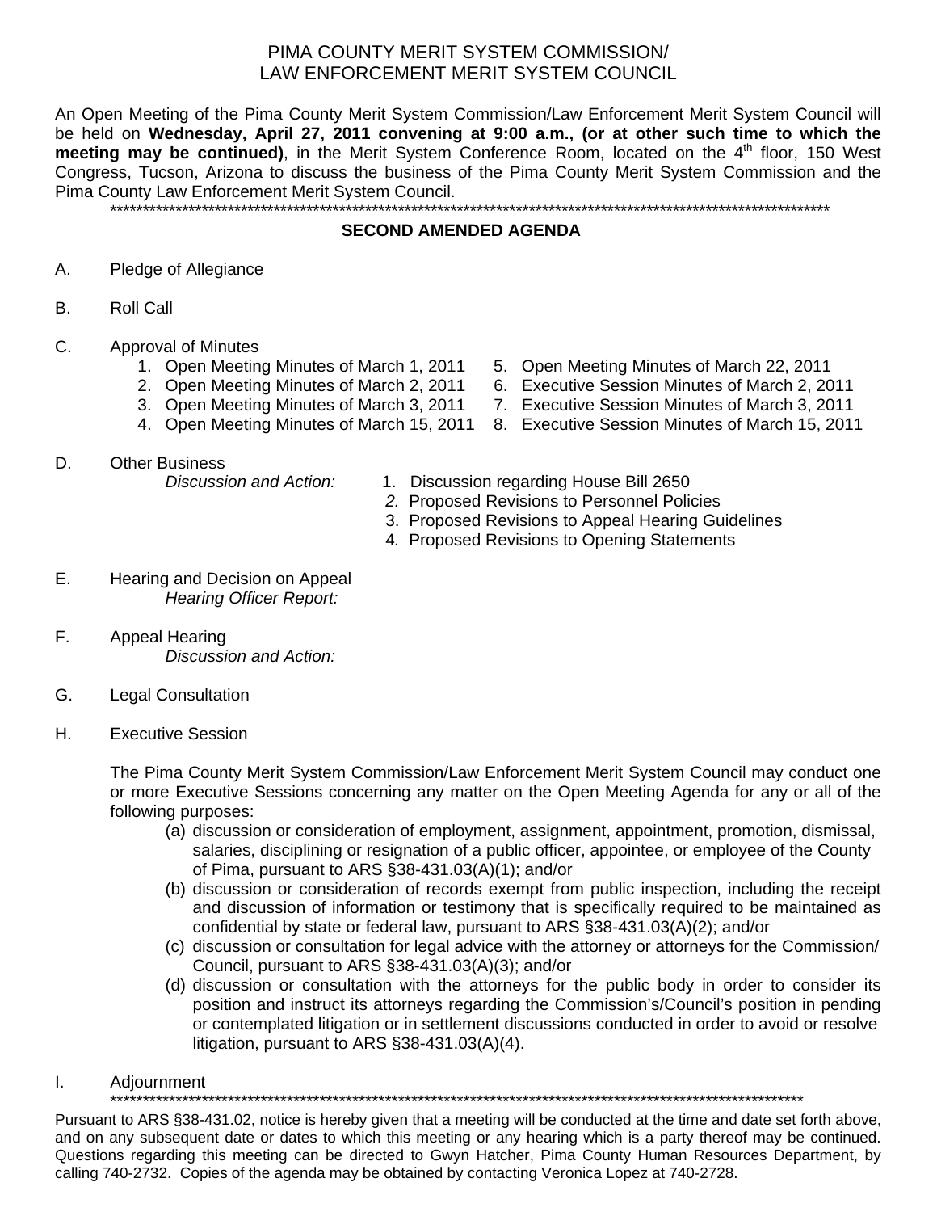# PIMA COUNTY MERIT SYSTEM COMMISSION/
# LAW ENFORCEMENT MERIT SYSTEM COUNCIL

An Open Meeting of the Pima County Merit System Commission/Law Enforcement Merit System Council will be held on **Wednesday, April 27, 2011 convening at 9:00 a.m., (or at other such time to which the meeting may be continued)**, in the Merit System Conference Room, located on the 4th floor, 150 West Congress, Tucson, Arizona to discuss the business of the Pima County Merit System Commission and the Pima County Law Enforcement Merit System Council.

\*\*\*\*\*\*\*\*\*\*\*\*\*\*\*\*\*\*\*\*\*\*\*\*\*\*\*\*\*\*\*\*\*\*\*\*\*\*\*\*\*\*\*\*\*\*\*\*\*\*\*\*\*\*\*\*\*\*\*\*\*\*\*\*\*\*\*\*\*\*\*\*\*\*\*\*\*\*\*\*\*\*\*\*\*\*\*\*\*\*\*\*\*\*\*\*\*\*\*\*\*\*\*\*\*\*\*\*\*\*

## SECOND AMENDED AGENDA

A. Pledge of Allegiance

B. Roll Call

C. Approval of Minutes
   1. Open Meeting Minutes of March 1, 2011
   2. Open Meeting Minutes of March 2, 2011
   3. Open Meeting Minutes of March 3, 2011
   4. Open Meeting Minutes of March 15, 2011
   5. Open Meeting Minutes of March 22, 2011
   6. Executive Session Minutes of March 2, 2011
   7. Executive Session Minutes of March 3, 2011
   8. Executive Session Minutes of March 15, 2011

D. Other Business
   *Discussion and Action:*
   1. Discussion regarding House Bill 2650
   2. Proposed Revisions to Personnel Policies
   3. Proposed Revisions to Appeal Hearing Guidelines
   4. Proposed Revisions to Opening Statements

E. Hearing and Decision on Appeal
   *Hearing Officer Report:*

F. Appeal Hearing
   *Discussion and Action:*

G. Legal Consultation

H. Executive Session

   The Pima County Merit System Commission/Law Enforcement Merit System Council may conduct one or more Executive Sessions concerning any matter on the Open Meeting Agenda for any or all of the following purposes:

   (a) discussion or consideration of employment, assignment, appointment, promotion, dismissal, salaries, disciplining or resignation of a public officer, appointee, or employee of the County of Pima, pursuant to ARS §38-431.03(A)(1); and/or
   (b) discussion or consideration of records exempt from public inspection, including the receipt and discussion of information or testimony that is specifically required to be maintained as confidential by state or federal law, pursuant to ARS §38-431.03(A)(2); and/or
   (c) discussion or consultation for legal advice with the attorney or attorneys for the Commission/ Council, pursuant to ARS §38-431.03(A)(3); and/or
   (d) discussion or consultation with the attorneys for the public body in order to consider its position and instruct its attorneys regarding the Commission's/Council's position in pending or contemplated litigation or in settlement discussions conducted in order to avoid or resolve litigation, pursuant to ARS §38-431.03(A)(4).

I. Adjournment

\*\*\*\*\*\*\*\*\*\*\*\*\*\*\*\*\*\*\*\*\*\*\*\*\*\*\*\*\*\*\*\*\*\*\*\*\*\*\*\*\*\*\*\*\*\*\*\*\*\*\*\*\*\*\*\*\*\*\*\*\*\*\*\*\*\*\*\*\*\*\*\*\*\*\*\*\*\*\*\*\*\*\*\*\*\*\*\*\*\*\*\*\*\*\*\*\*\*\*\*\*\*\*\*\*\*

Pursuant to ARS §38-431.02, notice is hereby given that a meeting will be conducted at the time and date set forth above, and on any subsequent date or dates to which this meeting or any hearing which is a party thereof may be continued. Questions regarding this meeting can be directed to Gwyn Hatcher, Pima County Human Resources Department, by calling 740-2732. Copies of the agenda may be obtained by contacting Veronica Lopez at 740-2728.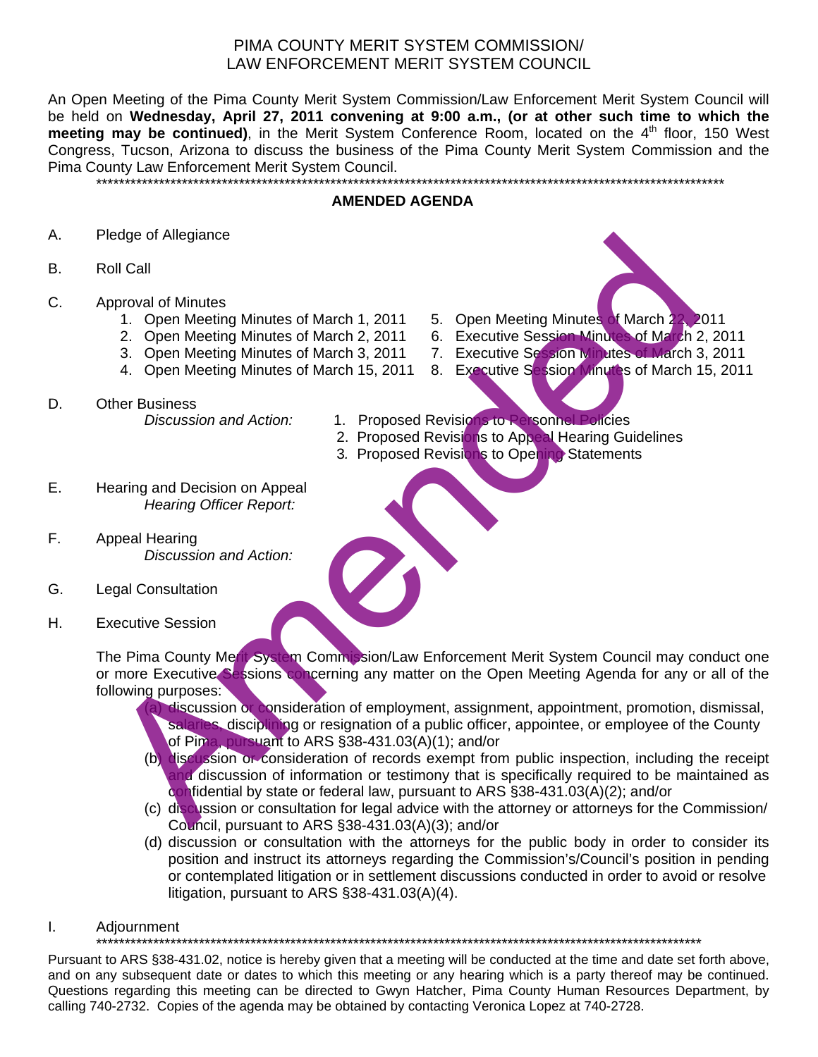# PIMA COUNTY MERIT SYSTEM COMMISSION/
# LAW ENFORCEMENT MERIT SYSTEM COUNCIL

An Open Meeting of the Pima County Merit System Commission/Law Enforcement Merit System Council will be held on **Wednesday, April 27, 2011 convening at 9:00 a.m., (or at other such time to which the meeting may be continued)**, in the Merit System Conference Room, located on the 4th floor, 150 West Congress, Tucson, Arizona to discuss the business of the Pima County Merit System Commission and the Pima County Law Enforcement Merit System Council.

**************************************************************************************************************

## AMENDED AGENDA

Amended

A. Pledge of Allegiance

B. Roll Call

C. Approval of Minutes
   1. Open Meeting Minutes of March 1, 2011
   2. Open Meeting Minutes of March 2, 2011
   3. Open Meeting Minutes of March 3, 2011
   4. Open Meeting Minutes of March 15, 2011
   5. Open Meeting Minutes of March 22, 2011
   6. Executive Session Minutes of March 2, 2011
   7. Executive Session Minutes of March 3, 2011
   8. Executive Session Minutes of March 15, 2011

D. Other Business
   *Discussion and Action:*
   1. Proposed Revisions to Personnel Policies
   2. Proposed Revisions to Appeal Hearing Guidelines
   3. Proposed Revisions to Opening Statements

E. Hearing and Decision on Appeal
   *Hearing Officer Report:*

F. Appeal Hearing
   *Discussion and Action:*

G. Legal Consultation

H. Executive Session

The Pima County Merit System Commission/Law Enforcement Merit System Council may conduct one or more Executive Sessions concerning any matter on the Open Meeting Agenda for any or all of the following purposes:

(a) discussion or consideration of employment, assignment, appointment, promotion, dismissal, salaries, disciplining or resignation of a public officer, appointee, or employee of the County of Pima, pursuant to ARS §38-431.03(A)(1); and/or

(b) discussion or consideration of records exempt from public inspection, including the receipt and discussion of information or testimony that is specifically required to be maintained as confidential by state or federal law, pursuant to ARS §38-431.03(A)(2); and/or

(c) discussion or consultation for legal advice with the attorney or attorneys for the Commission/Council, pursuant to ARS §38-431.03(A)(3); and/or

(d) discussion or consultation with the attorneys for the public body in order to consider its position and instruct its attorneys regarding the Commission's/Council's position in pending or contemplated litigation or in settlement discussions conducted in order to avoid or resolve litigation, pursuant to ARS §38-431.03(A)(4).

I. Adjournment

**************************************************************************************************************

Pursuant to ARS §38-431.02, notice is hereby given that a meeting will be conducted at the time and date set forth above, and on any subsequent date or dates to which this meeting or any hearing which is a party thereof may be continued. Questions regarding this meeting can be directed to Gwyn Hatcher, Pima County Human Resources Department, by calling 740-2732. Copies of the agenda may be obtained by contacting Veronica Lopez at 740-2728.